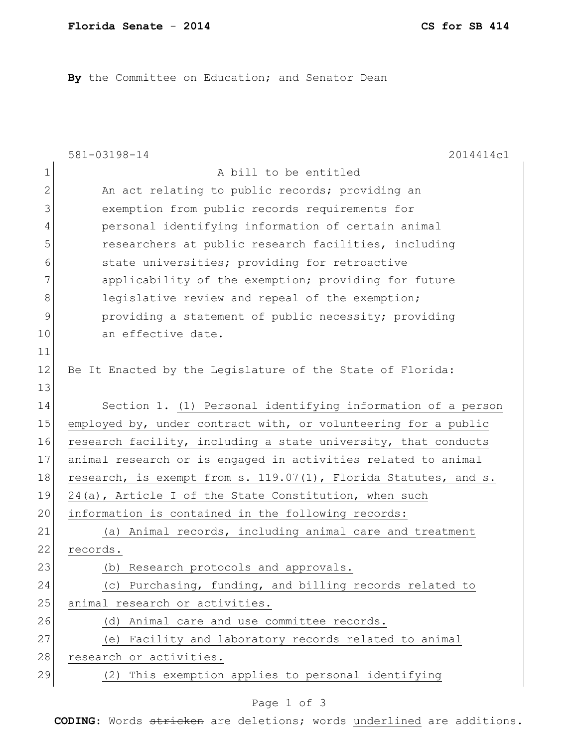**By** the Committee on Education; and Senator Dean

581-03198-14 2014414c1

A bill to be entitled

An act relating to public records; providing an exemption from public records requirements for personal identifying information of certain animal researchers at public research facilities, including state universities; providing for retroactive applicability of the exemption; providing for future legislative review and repeal of the exemption; providing a statement of public necessity; providing an effective date.

Be It Enacted by the Legislature of the State of Florida:

Section 1. (1) Personal identifying information of a person employed by, under contract with, or volunteering for a public research facility, including a state university, that conducts animal research or is engaged in activities related to animal research, is exempt from s. 119.07(1), Florida Statutes, and s. 24(a), Article I of the State Constitution, when such information is contained in the following records:

(a) Animal records, including animal care and treatment records.

(b) Research protocols and approvals.

(c) Purchasing, funding, and billing records related to animal research or activities.

(d) Animal care and use committee records.

(e) Facility and laboratory records related to animal research or activities.

(2) This exemption applies to personal identifying

**CODING:** Words ~~stricken~~ are deletions; words underlined are additions.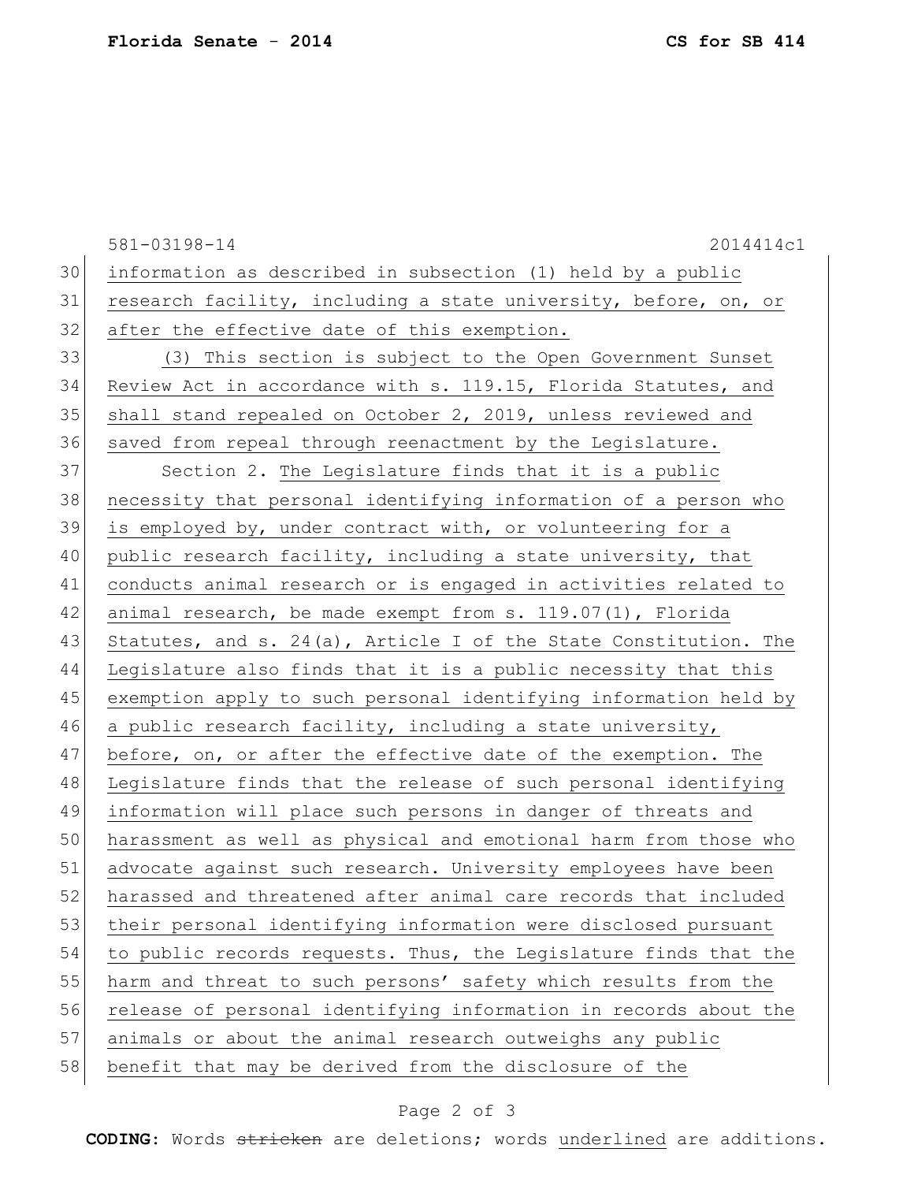information as described in subsection (1) held by a public research facility, including a state university, before, on, or after the effective date of this exemption.

(3) This section is subject to the Open Government Sunset Review Act in accordance with s. 119.15, Florida Statutes, and shall stand repealed on October 2, 2019, unless reviewed and saved from repeal through reenactment by the Legislature.

Section 2. The Legislature finds that it is a public necessity that personal identifying information of a person who is employed by, under contract with, or volunteering for a public research facility, including a state university, that conducts animal research or is engaged in activities related to animal research, be made exempt from s. 119.07(1), Florida Statutes, and s. 24(a), Article I of the State Constitution. The Legislature also finds that it is a public necessity that this exemption apply to such personal identifying information held by a public research facility, including a state university, before, on, or after the effective date of the exemption. The Legislature finds that the release of such personal identifying information will place such persons in danger of threats and harassment as well as physical and emotional harm from those who advocate against such research. University employees have been harassed and threatened after animal care records that included their personal identifying information were disclosed pursuant to public records requests. Thus, the Legislature finds that the harm and threat to such persons' safety which results from the release of personal identifying information in records about the animals or about the animal research outweighs any public benefit that may be derived from the disclosure of the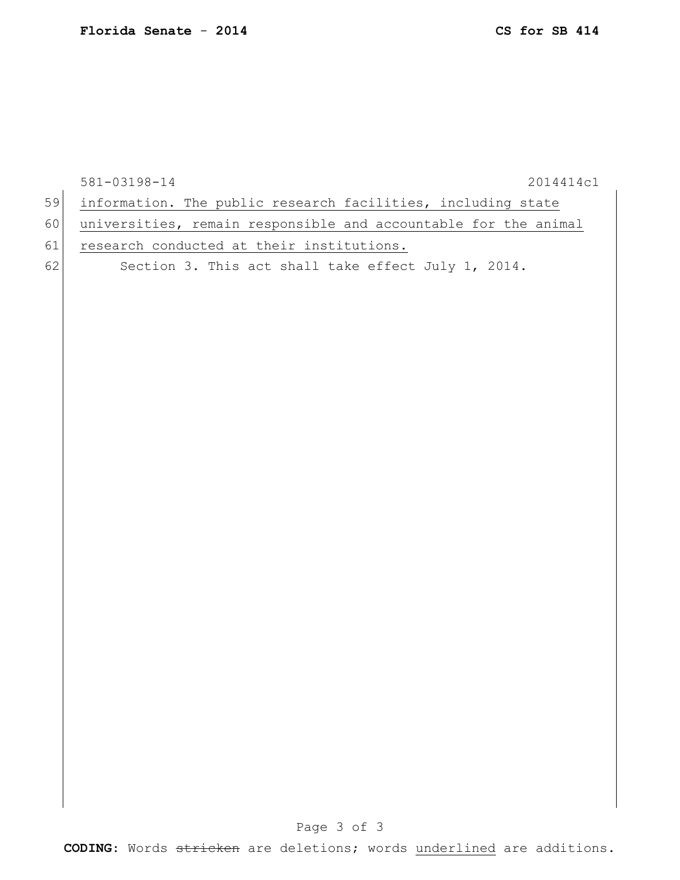information. The public research facilities, including state universities, remain responsible and accountable for the animal research conducted at their institutions.

Section 3. This act shall take effect July 1, 2014.